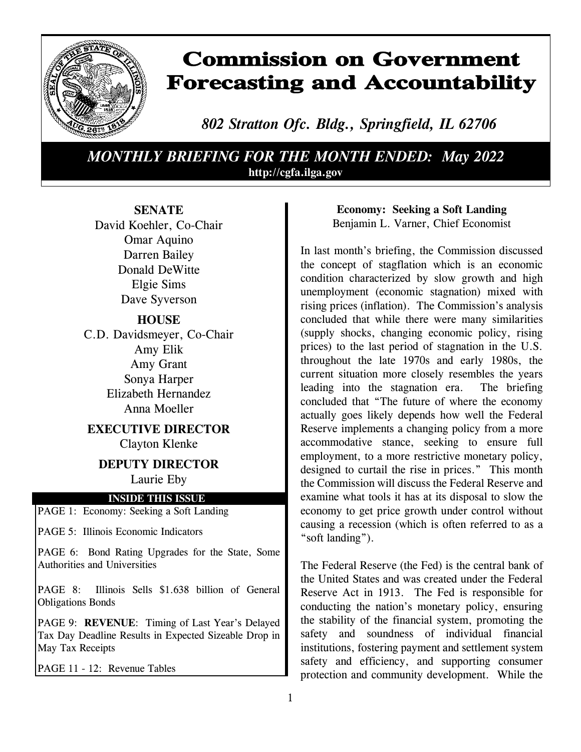# Commission on Government Forecasting and Accountability

*802 Stratton Ofc. Bldg., Springfield, IL 62706*

***MONTHLY BRIEFING FOR THE MONTH ENDED: May 2022***

**http://cgfa.ilga.gov**

**SENATE**

David Koehler, Co-Chair
Omar Aquino
Darren Bailey
Donald DeWitte
Elgie Sims
Dave Syverson

**HOUSE**

C.D. Davidsmeyer, Co-Chair
Amy Elik
Amy Grant
Sonya Harper
Elizabeth Hernandez
Anna Moeller

**EXECUTIVE DIRECTOR**

Clayton Klenke

**DEPUTY DIRECTOR**

Laurie Eby

**INSIDE THIS ISSUE**

PAGE 1: Economy: Seeking a Soft Landing

PAGE 5: Illinois Economic Indicators

PAGE 6: Bond Rating Upgrades for the State, Some Authorities and Universities

PAGE 8: Illinois Sells \$1.638 billion of General Obligations Bonds

PAGE 9: **REVENUE**: Timing of Last Year's Delayed Tax Day Deadline Results in Expected Sizeable Drop in May Tax Receipts

PAGE 11 - 12: Revenue Tables

## Economy: Seeking a Soft Landing

Benjamin L. Varner, Chief Economist

In last month's briefing, the Commission discussed the concept of stagflation which is an economic condition characterized by slow growth and high unemployment (economic stagnation) mixed with rising prices (inflation). The Commission's analysis concluded that while there were many similarities (supply shocks, changing economic policy, rising prices) to the last period of stagnation in the U.S. throughout the late 1970s and early 1980s, the current situation more closely resembles the years leading into the stagnation era. The briefing concluded that "The future of where the economy actually goes likely depends how well the Federal Reserve implements a changing policy from a more accommodative stance, seeking to ensure full employment, to a more restrictive monetary policy, designed to curtail the rise in prices." This month the Commission will discuss the Federal Reserve and examine what tools it has at its disposal to slow the economy to get price growth under control without causing a recession (which is often referred to as a "soft landing").

The Federal Reserve (the Fed) is the central bank of the United States and was created under the Federal Reserve Act in 1913. The Fed is responsible for conducting the nation's monetary policy, ensuring the stability of the financial system, promoting the safety and soundness of individual financial institutions, fostering payment and settlement system safety and efficiency, and supporting consumer protection and community development. While the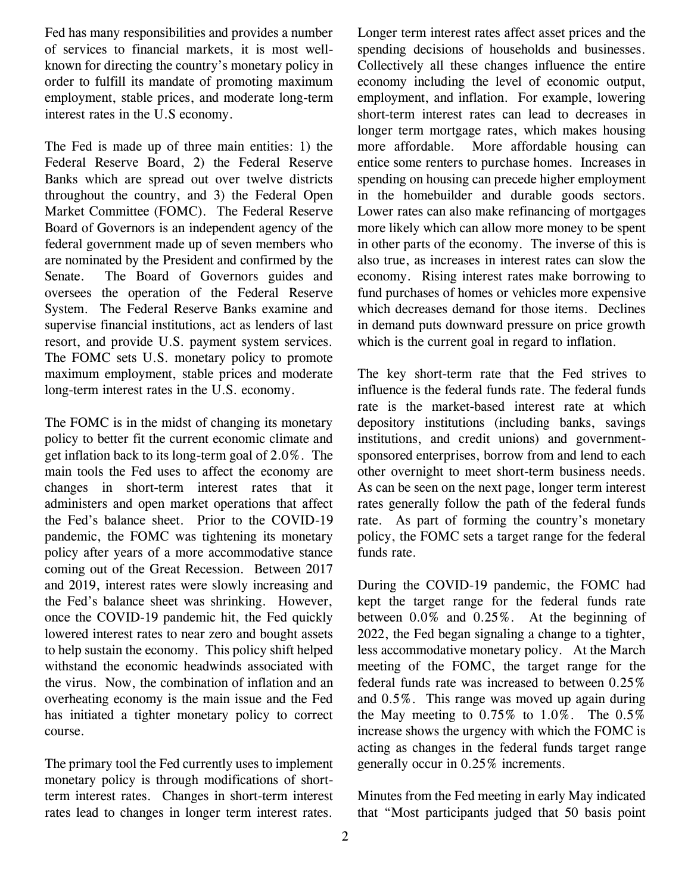Fed has many responsibilities and provides a number of services to financial markets, it is most well-known for directing the country's monetary policy in order to fulfill its mandate of promoting maximum employment, stable prices, and moderate long-term interest rates in the U.S economy.

The Fed is made up of three main entities: 1) the Federal Reserve Board, 2) the Federal Reserve Banks which are spread out over twelve districts throughout the country, and 3) the Federal Open Market Committee (FOMC). The Federal Reserve Board of Governors is an independent agency of the federal government made up of seven members who are nominated by the President and confirmed by the Senate. The Board of Governors guides and oversees the operation of the Federal Reserve System. The Federal Reserve Banks examine and supervise financial institutions, act as lenders of last resort, and provide U.S. payment system services. The FOMC sets U.S. monetary policy to promote maximum employment, stable prices and moderate long-term interest rates in the U.S. economy.

The FOMC is in the midst of changing its monetary policy to better fit the current economic climate and get inflation back to its long-term goal of 2.0%. The main tools the Fed uses to affect the economy are changes in short-term interest rates that it administers and open market operations that affect the Fed's balance sheet. Prior to the COVID-19 pandemic, the FOMC was tightening its monetary policy after years of a more accommodative stance coming out of the Great Recession. Between 2017 and 2019, interest rates were slowly increasing and the Fed's balance sheet was shrinking. However, once the COVID-19 pandemic hit, the Fed quickly lowered interest rates to near zero and bought assets to help sustain the economy. This policy shift helped withstand the economic headwinds associated with the virus. Now, the combination of inflation and an overheating economy is the main issue and the Fed has initiated a tighter monetary policy to correct course.

The primary tool the Fed currently uses to implement monetary policy is through modifications of short-term interest rates. Changes in short-term interest rates lead to changes in longer term interest rates. Longer term interest rates affect asset prices and the spending decisions of households and businesses. Collectively all these changes influence the entire economy including the level of economic output, employment, and inflation. For example, lowering short-term interest rates can lead to decreases in longer term mortgage rates, which makes housing more affordable. More affordable housing can entice some renters to purchase homes. Increases in spending on housing can precede higher employment in the homebuilder and durable goods sectors. Lower rates can also make refinancing of mortgages more likely which can allow more money to be spent in other parts of the economy. The inverse of this is also true, as increases in interest rates can slow the economy. Rising interest rates make borrowing to fund purchases of homes or vehicles more expensive which decreases demand for those items. Declines in demand puts downward pressure on price growth which is the current goal in regard to inflation.

The key short-term rate that the Fed strives to influence is the federal funds rate. The federal funds rate is the market-based interest rate at which depository institutions (including banks, savings institutions, and credit unions) and government-sponsored enterprises, borrow from and lend to each other overnight to meet short-term business needs. As can be seen on the next page, longer term interest rates generally follow the path of the federal funds rate. As part of forming the country's monetary policy, the FOMC sets a target range for the federal funds rate.

During the COVID-19 pandemic, the FOMC had kept the target range for the federal funds rate between 0.0% and 0.25%. At the beginning of 2022, the Fed began signaling a change to a tighter, less accommodative monetary policy. At the March meeting of the FOMC, the target range for the federal funds rate was increased to between 0.25% and 0.5%. This range was moved up again during the May meeting to 0.75% to 1.0%. The 0.5% increase shows the urgency with which the FOMC is acting as changes in the federal funds target range generally occur in 0.25% increments.

Minutes from the Fed meeting in early May indicated that "Most participants judged that 50 basis point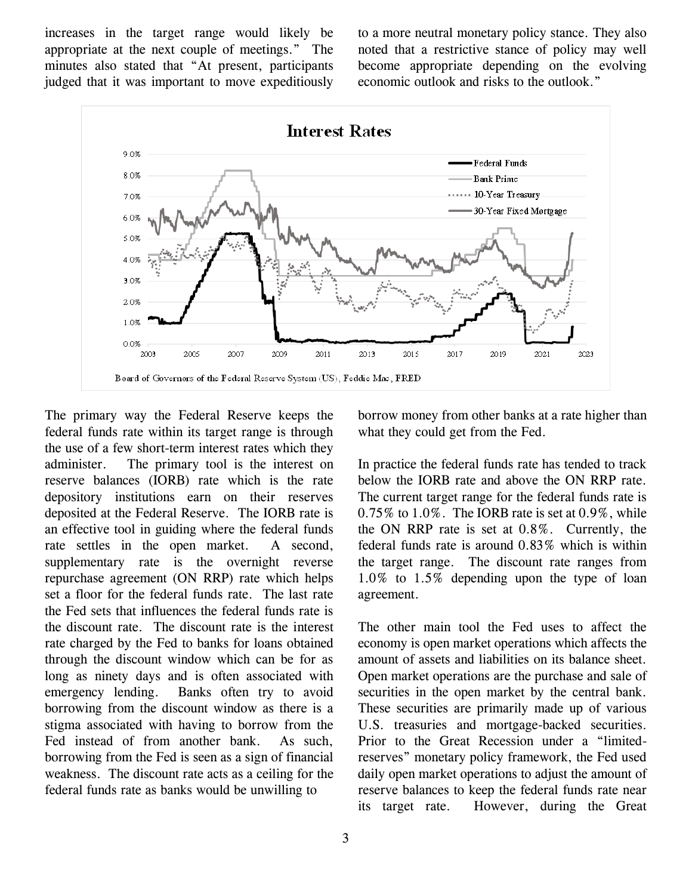increases in the target range would likely be appropriate at the next couple of meetings." The minutes also stated that "At present, participants judged that it was important to move expeditiously to a more neutral monetary policy stance. They also noted that a restrictive stance of policy may well become appropriate depending on the evolving economic outlook and risks to the outlook."

Interest Rates

9.0%
8.0%
7.0%
6.0%
5.0%
4.0%
3.0%
2.0%
1.0%
0.0%

2003 2005 2007 2009 2011 2013 2015 2017 2019 2021 2023

Federal Funds
Bank Prime
10-Year Treasury
30-Year Fixed Mortgage

Board of Governors of the Federal Reserve System (US), Feddie Mac, FRED

The primary way the Federal Reserve keeps the federal funds rate within its target range is through the use of a few short-term interest rates which they administer. The primary tool is the interest on reserve balances (IORB) rate which is the rate depository institutions earn on their reserves deposited at the Federal Reserve. The IORB rate is an effective tool in guiding where the federal funds rate settles in the open market. A second, supplementary rate is the overnight reverse repurchase agreement (ON RRP) rate which helps set a floor for the federal funds rate. The last rate the Fed sets that influences the federal funds rate is the discount rate. The discount rate is the interest rate charged by the Fed to banks for loans obtained through the discount window which can be for as long as ninety days and is often associated with emergency lending. Banks often try to avoid borrowing from the discount window as there is a stigma associated with having to borrow from the Fed instead of from another bank. As such, borrowing from the Fed is seen as a sign of financial weakness. The discount rate acts as a ceiling for the federal funds rate as banks would be unwilling to borrow money from other banks at a rate higher than what they could get from the Fed.

In practice the federal funds rate has tended to track below the IORB rate and above the ON RRP rate. The current target range for the federal funds rate is 0.75% to 1.0%. The IORB rate is set at 0.9%, while the ON RRP rate is set at 0.8%. Currently, the federal funds rate is around 0.83% which is within the target range. The discount rate ranges from 1.0% to 1.5% depending upon the type of loan agreement.

The other main tool the Fed uses to affect the economy is open market operations which affects the amount of assets and liabilities on its balance sheet. Open market operations are the purchase and sale of securities in the open market by the central bank. These securities are primarily made up of various U.S. treasuries and mortgage-backed securities. Prior to the Great Recession under a "limited-reserves" monetary policy framework, the Fed used daily open market operations to adjust the amount of reserve balances to keep the federal funds rate near its target rate. However, during the Great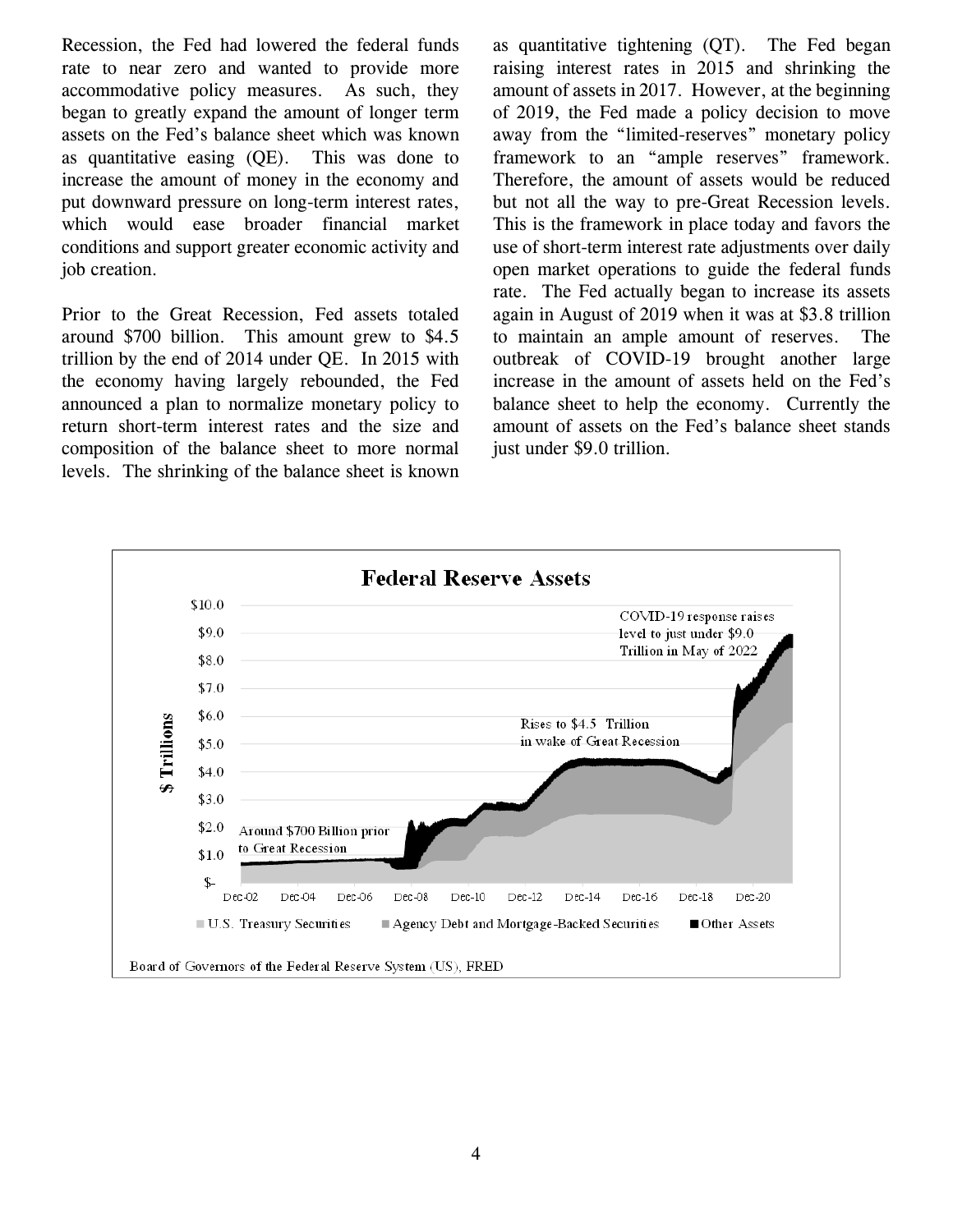Recession, the Fed had lowered the federal funds rate to near zero and wanted to provide more accommodative policy measures. As such, they began to greatly expand the amount of longer term assets on the Fed's balance sheet which was known as quantitative easing (QE). This was done to increase the amount of money in the economy and put downward pressure on long-term interest rates, which would ease broader financial market conditions and support greater economic activity and job creation.

Prior to the Great Recession, Fed assets totaled around $700 billion. This amount grew to $4.5 trillion by the end of 2014 under QE. In 2015 with the economy having largely rebounded, the Fed announced a plan to normalize monetary policy to return short-term interest rates and the size and composition of the balance sheet to more normal levels. The shrinking of the balance sheet is known as quantitative tightening (QT). The Fed began raising interest rates in 2015 and shrinking the amount of assets in 2017. However, at the beginning of 2019, the Fed made a policy decision to move away from the "limited-reserves" monetary policy framework to an "ample reserves" framework. Therefore, the amount of assets would be reduced but not all the way to pre-Great Recession levels. This is the framework in place today and favors the use of short-term interest rate adjustments over daily open market operations to guide the federal funds rate. The Fed actually began to increase its assets again in August of 2019 when it was at $3.8 trillion to maintain an ample amount of reserves. The outbreak of COVID-19 brought another large increase in the amount of assets held on the Fed's balance sheet to help the economy. Currently the amount of assets on the Fed's balance sheet stands just under $9.0 trillion.

**Federal Reserve Assets**

$ Trillions

$10.0
$9.0
$8.0
$7.0
$6.0
$5.0
$4.0
$3.0
$2.0
$1.0
$-

Dec-02 Dec-04 Dec-06 Dec-08 Dec-10 Dec-12 Dec-14 Dec-16 Dec-18 Dec-20

Around $700 Billion prior to Great Recession

Rises to $4.5 Trillion in wake of Great Recession

COVID-19 response raises level to just under $9.0 Trillion in May of 2022

U.S. Treasury Securities
Agency Debt and Mortgage-Backed Securities
Other Assets

Board of Governors of the Federal Reserve System (US), FRED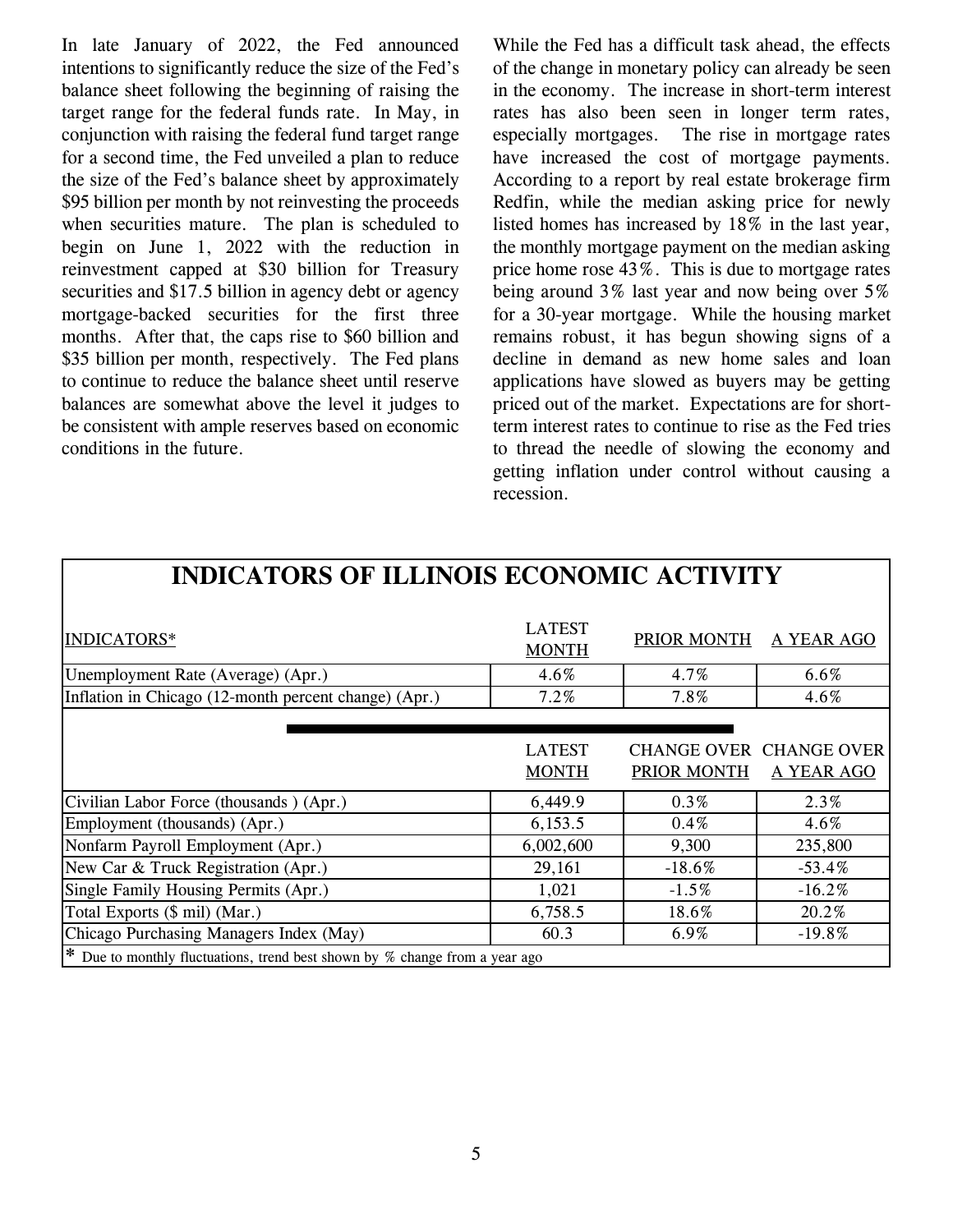In late January of 2022, the Fed announced intentions to significantly reduce the size of the Fed's balance sheet following the beginning of raising the target range for the federal funds rate. In May, in conjunction with raising the federal fund target range for a second time, the Fed unveiled a plan to reduce the size of the Fed's balance sheet by approximately $95 billion per month by not reinvesting the proceeds when securities mature. The plan is scheduled to begin on June 1, 2022 with the reduction in reinvestment capped at $30 billion for Treasury securities and $17.5 billion in agency debt or agency mortgage-backed securities for the first three months. After that, the caps rise to $60 billion and $35 billion per month, respectively. The Fed plans to continue to reduce the balance sheet until reserve balances are somewhat above the level it judges to be consistent with ample reserves based on economic conditions in the future.

While the Fed has a difficult task ahead, the effects of the change in monetary policy can already be seen in the economy. The increase in short-term interest rates has also been seen in longer term rates, especially mortgages. The rise in mortgage rates have increased the cost of mortgage payments. According to a report by real estate brokerage firm Redfin, while the median asking price for newly listed homes has increased by 18% in the last year, the monthly mortgage payment on the median asking price home rose 43%. This is due to mortgage rates being around 3% last year and now being over 5% for a 30-year mortgage. While the housing market remains robust, it has begun showing signs of a decline in demand as new home sales and loan applications have slowed as buyers may be getting priced out of the market. Expectations are for short-term interest rates to continue to rise as the Fed tries to thread the needle of slowing the economy and getting inflation under control without causing a recession.

## INDICATORS OF ILLINOIS ECONOMIC ACTIVITY

| INDICATORS* | LATEST MONTH | PRIOR MONTH | A YEAR AGO |
|---|---|---|---|
| Unemployment Rate (Average) (Apr.) | 4.6% | 4.7% | 6.6% |
| Inflation in Chicago (12-month percent change) (Apr.) | 7.2% | 7.8% | 4.6% |

| | LATEST MONTH | CHANGE OVER PRIOR MONTH | CHANGE OVER A YEAR AGO |
|---|---|---|---|
| Civilian Labor Force (thousands ) (Apr.) | 6,449.9 | 0.3% | 2.3% |
| Employment (thousands) (Apr.) | 6,153.5 | 0.4% | 4.6% |
| Nonfarm Payroll Employment (Apr.) | 6,002,600 | 9,300 | 235,800 |
| New Car & Truck Registration (Apr.) | 29,161 | -18.6% | -53.4% |
| Single Family Housing Permits (Apr.) | 1,021 | -1.5% | -16.2% |
| Total Exports ($ mil) (Mar.) | 6,758.5 | 18.6% | 20.2% |
| Chicago Purchasing Managers Index (May) | 60.3 | 6.9% | -19.8% |

* Due to monthly fluctuations, trend best shown by % change from a year ago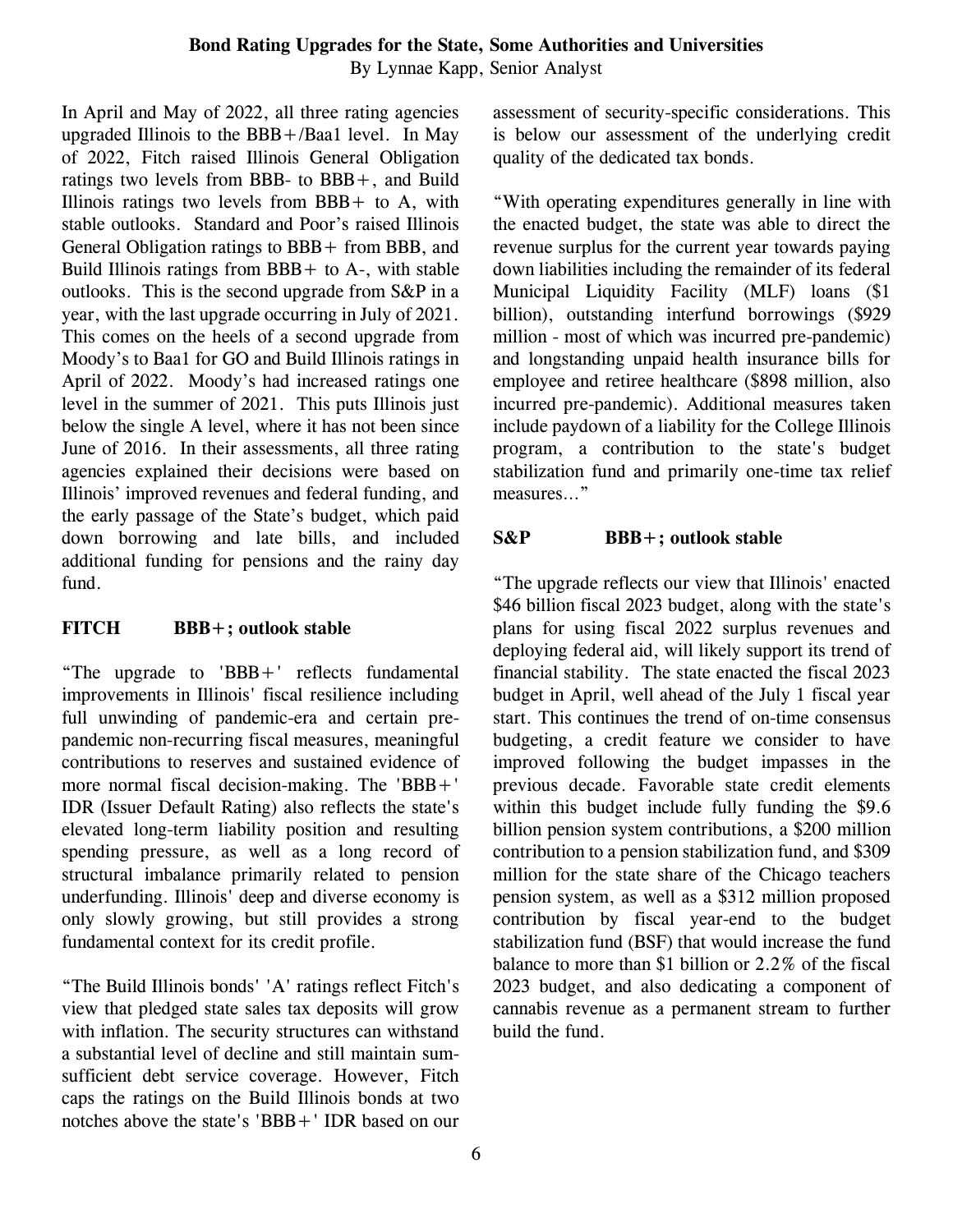## Bond Rating Upgrades for the State, Some Authorities and Universities

By Lynnae Kapp, Senior Analyst

In April and May of 2022, all three rating agencies upgraded Illinois to the BBB+/Baa1 level. In May of 2022, Fitch raised Illinois General Obligation ratings two levels from BBB- to BBB+, and Build Illinois ratings two levels from BBB+ to A, with stable outlooks. Standard and Poor's raised Illinois General Obligation ratings to BBB+ from BBB, and Build Illinois ratings from BBB+ to A-, with stable outlooks. This is the second upgrade from S&P in a year, with the last upgrade occurring in July of 2021. This comes on the heels of a second upgrade from Moody's to Baa1 for GO and Build Illinois ratings in April of 2022. Moody's had increased ratings one level in the summer of 2021. This puts Illinois just below the single A level, where it has not been since June of 2016. In their assessments, all three rating agencies explained their decisions were based on Illinois' improved revenues and federal funding, and the early passage of the State's budget, which paid down borrowing and late bills, and included additional funding for pensions and the rainy day fund.

**FITCH BBB+; outlook stable**

"The upgrade to 'BBB+' reflects fundamental improvements in Illinois' fiscal resilience including full unwinding of pandemic-era and certain pre-pandemic non-recurring fiscal measures, meaningful contributions to reserves and sustained evidence of more normal fiscal decision-making. The 'BBB+' IDR (Issuer Default Rating) also reflects the state's elevated long-term liability position and resulting spending pressure, as well as a long record of structural imbalance primarily related to pension underfunding. Illinois' deep and diverse economy is only slowly growing, but still provides a strong fundamental context for its credit profile.

"The Build Illinois bonds' 'A' ratings reflect Fitch's view that pledged state sales tax deposits will grow with inflation. The security structures can withstand a substantial level of decline and still maintain sum-sufficient debt service coverage. However, Fitch caps the ratings on the Build Illinois bonds at two notches above the state's 'BBB+' IDR based on our assessment of security-specific considerations. This is below our assessment of the underlying credit quality of the dedicated tax bonds.

"With operating expenditures generally in line with the enacted budget, the state was able to direct the revenue surplus for the current year towards paying down liabilities including the remainder of its federal Municipal Liquidity Facility (MLF) loans ($1 billion), outstanding interfund borrowings ($929 million - most of which was incurred pre-pandemic) and longstanding unpaid health insurance bills for employee and retiree healthcare ($898 million, also incurred pre-pandemic). Additional measures taken include paydown of a liability for the College Illinois program, a contribution to the state's budget stabilization fund and primarily one-time tax relief measures..."

**S&P BBB+; outlook stable**

"The upgrade reflects our view that Illinois' enacted $46 billion fiscal 2023 budget, along with the state's plans for using fiscal 2022 surplus revenues and deploying federal aid, will likely support its trend of financial stability. The state enacted the fiscal 2023 budget in April, well ahead of the July 1 fiscal year start. This continues the trend of on-time consensus budgeting, a credit feature we consider to have improved following the budget impasses in the previous decade. Favorable state credit elements within this budget include fully funding the $9.6 billion pension system contributions, a $200 million contribution to a pension stabilization fund, and $309 million for the state share of the Chicago teachers pension system, as well as a $312 million proposed contribution by fiscal year-end to the budget stabilization fund (BSF) that would increase the fund balance to more than $1 billion or 2.2% of the fiscal 2023 budget, and also dedicating a component of cannabis revenue as a permanent stream to further build the fund.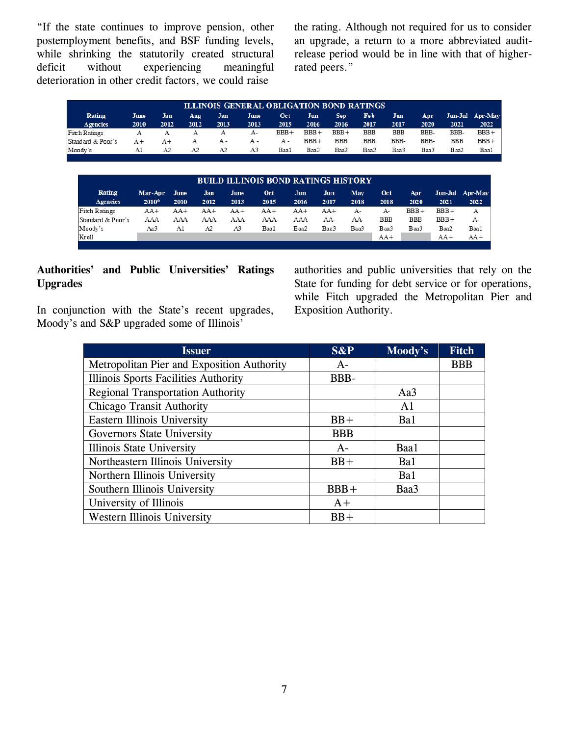"If the state continues to improve pension, other postemployment benefits, and BSF funding levels, while shrinking the statutorily created structural deficit without experiencing meaningful deterioration in other credit factors, we could raise the rating. Although not required for us to consider an upgrade, a return to a more abbreviated audit-release period would be in line with that of higher-rated peers."

| ILLINOIS GENERAL OBLIGATION BOND RATINGS | | | | | | | | | | | | | |
|---|---|---|---|---|---|---|---|---|---|---|---|---|---|
| Rating Agencies | June 2010 | Jan 2012 | Aug 2012 | Jan 2013 | June 2013 | Oct 2015 | Jun 2016 | Sep 2016 | Feb 2017 | Jun 2017 | Apr 2020 | Jun-Jul 2021 | Apr-May 2022 |
| Fitch Ratings | A | A | A | A | A- | BBB+ | BBB+ | BBB+ | BBB | BBB | BBB- | BBB- | BBB+ |
| Standard & Poor's | A+ | A+ | A | A- | A- | A- | BBB+ | BBB | BBB | BBB- | BBB- | BBB | BBB+ |
| Moody's | A1 | A2 | A2 | A2 | A3 | Baa1 | Baa2 | Baa2 | Baa2 | Baa3 | Baa3 | Baa2 | Baa1 |

| BUILD ILLINOIS BOND RATINGS HISTORY | | | | | | | | | | | | |
|---|---|---|---|---|---|---|---|---|---|---|---|---|
| Rating Agencies | Mar-Apr 2010* | June 2010 | Jan 2012 | June 2013 | Oct 2015 | Jun 2016 | Jun 2017 | May 2018 | Oct 2018 | Apr 2020 | Jun-Jul 2021 | Apr-May 2022 |
| Fitch Ratings | AA+ | AA+ | AA+ | AA+ | AA+ | AA+ | AA+ | A- | A- | BBB+ | BBB+ | A |
| Standard & Poor's | AAA | AAA | AAA | AAA | AAA | AAA | AA- | AA- | BBB | BBB | BBB+ | A- |
| Moody's | Aa3 | A1 | A2 | A3 | Baa1 | Baa2 | Baa3 | Baa3 | Baa3 | Baa3 | Baa2 | Baa1 |
| Kroll | | | | | | | | | AA+ | | AA+ | AA+ |

## Authorities' and Public Universities' Ratings Upgrades

In conjunction with the State's recent upgrades, Moody's and S&P upgraded some of Illinois' authorities and public universities that rely on the State for funding for debt service or for operations, while Fitch upgraded the Metropolitan Pier and Exposition Authority.

| Issuer | S&P | Moody's | Fitch |
|---|---|---|---|
| Metropolitan Pier and Exposition Authority | A- | | BBB |
| Illinois Sports Facilities Authority | BBB- | | |
| Regional Transportation Authority | | Aa3 | |
| Chicago Transit Authority | | A1 | |
| Eastern Illinois University | BB+ | Ba1 | |
| Governors State University | BBB | | |
| Illinois State University | A- | Baa1 | |
| Northeastern Illinois University | BB+ | Ba1 | |
| Northern Illinois University | | Ba1 | |
| Southern Illinois University | BBB+ | Baa3 | |
| University of Illinois | A+ | | |
| Western Illinois University | BB+ | | |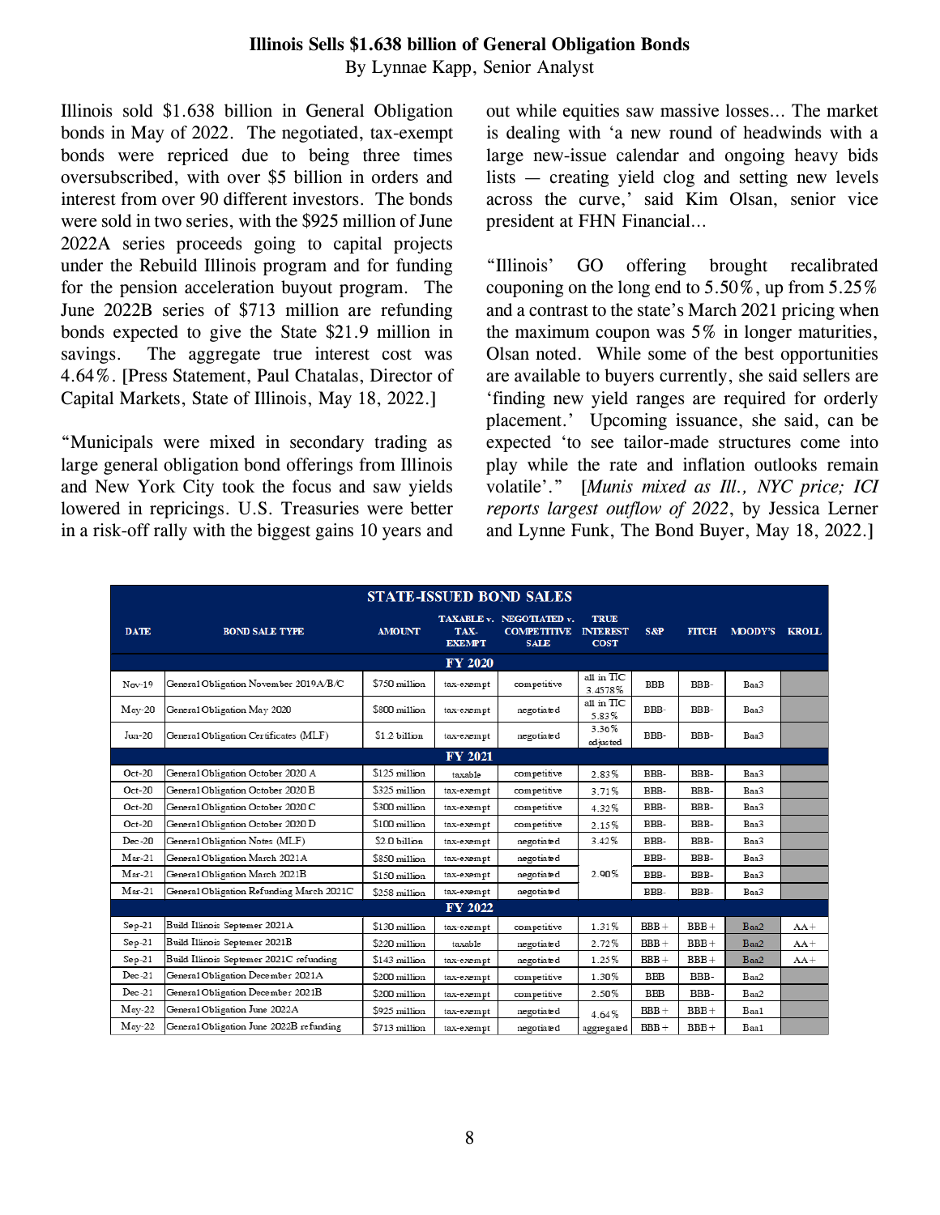**Illinois Sells $1.638 billion of General Obligation Bonds**

By Lynnae Kapp, Senior Analyst

Illinois sold $1.638 billion in General Obligation bonds in May of 2022. The negotiated, tax-exempt bonds were repriced due to being three times oversubscribed, with over $5 billion in orders and interest from over 90 different investors. The bonds were sold in two series, with the $925 million of June 2022A series proceeds going to capital projects under the Rebuild Illinois program and for funding for the pension acceleration buyout program. The June 2022B series of $713 million are refunding bonds expected to give the State $21.9 million in savings. The aggregate true interest cost was 4.64%. [Press Statement, Paul Chatalas, Director of Capital Markets, State of Illinois, May 18, 2022.]

"Municipals were mixed in secondary trading as large general obligation bond offerings from Illinois and New York City took the focus and saw yields lowered in repricings. U.S. Treasuries were better in a risk-off rally with the biggest gains 10 years and out while equities saw massive losses… The market is dealing with 'a new round of headwinds with a large new-issue calendar and ongoing heavy bids lists — creating yield clog and setting new levels across the curve,' said Kim Olsan, senior vice president at FHN Financial…

"Illinois' GO offering brought recalibrated couponing on the long end to 5.50%, up from 5.25% and a contrast to the state's March 2021 pricing when the maximum coupon was 5% in longer maturities, Olsan noted. While some of the best opportunities are available to buyers currently, she said sellers are 'finding new yield ranges are required for orderly placement.' Upcoming issuance, she said, can be expected 'to see tailor-made structures come into play while the rate and inflation outlooks remain volatile'." [*Munis mixed as Ill., NYC price; ICI reports largest outflow of 2022*, by Jessica Lerner and Lynne Funk, The Bond Buyer, May 18, 2022.]

| STATE-ISSUED BOND SALES | | | | | | | | | |
|---|---|---|---|---|---|---|---|---|---|
| DATE | BOND SALE TYPE | AMOUNT | TAXABLE v. TAX-EXEMPT | NEGOTIATED v. COMPETITIVE SALE | TRUE INTEREST COST | S&P | FITCH | MOODY'S | KROLL |
| **FY 2020** | | | | | | | | | |
| Nov-19 | General Obligation November 2019A/B/C | $750 million | tax-exempt | competitive | all in TIC 3.4578% | BBB | BBB- | Baa3 | |
| May-20 | General Obligation May 2020 | $800 million | tax-exempt | negotiated | all in TIC 5.83% | BBB- | BBB- | Baa3 | |
| Jun-20 | General Obligation Certificates (MLF) | $1.2 billion | tax-exempt | negotiated | 3.36% adjusted | BBB- | BBB- | Baa3 | |
| **FY 2021** | | | | | | | | | |
| Oct-20 | General Obligation October 2020 A | $125 million | taxable | competitive | 2.83% | BBB- | BBB- | Baa3 | |
| Oct-20 | General Obligation October 2020 B | $325 million | tax-exempt | competitive | 3.71% | BBB- | BBB- | Baa3 | |
| Oct-20 | General Obligation October 2020 C | $300 million | tax-exempt | competitive | 4.32% | BBB- | BBB- | Baa3 | |
| Oct-20 | General Obligation October 2020 D | $100 million | tax-exempt | competitive | 2.15% | BBB- | BBB- | Baa3 | |
| Dec-20 | General Obligation Notes (MLF) | $2.0 billion | tax-exempt | negotiated | 3.42% | BBB- | BBB- | Baa3 | |
| Mar-21 | General Obligation March 2021A | $850 million | tax-exempt | negotiated | 2.90% | BBB- | BBB- | Baa3 | |
| Mar-21 | General Obligation March 2021B | $150 million | tax-exempt | negotiated | | BBB- | BBB- | Baa3 | |
| Mar-21 | General Obligation Refunding March 2021C | $258 million | tax-exempt | negotiated | | BBB- | BBB- | Baa3 | |
| **FY 2022** | | | | | | | | | |
| Sep-21 | Build Illinois Septemer 2021A | $130 million | tax-exempt | competitive | 1.31% | BBB+ | BBB+ | Baa2 | AA+ |
| Sep-21 | Build Illinois Septemer 2021B | $220 million | taxable | negotiated | 2.72% | BBB+ | BBB+ | Baa2 | AA+ |
| Sep-21 | Build Illinois Septemer 2021C refunding | $143 million | tax-exempt | negotiated | 1.25% | BBB+ | BBB+ | Baa2 | AA+ |
| Dec-21 | General Obligation December 2021A | $200 million | tax-exempt | competitive | 1.30% | BBB | BBB- | Baa2 | |
| Dec-21 | General Obligation December 2021B | $200 million | tax-exempt | competitive | 2.50% | BBB | BBB- | Baa2 | |
| May-22 | General Obligation June 2022A | $925 million | tax-exempt | negotiated | 4.64% aggregated | BBB+ | BBB+ | Baa1 | |
| May-22 | General Obligation June 2022B refunding | $713 million | tax-exempt | negotiated | | BBB+ | BBB+ | Baa1 | |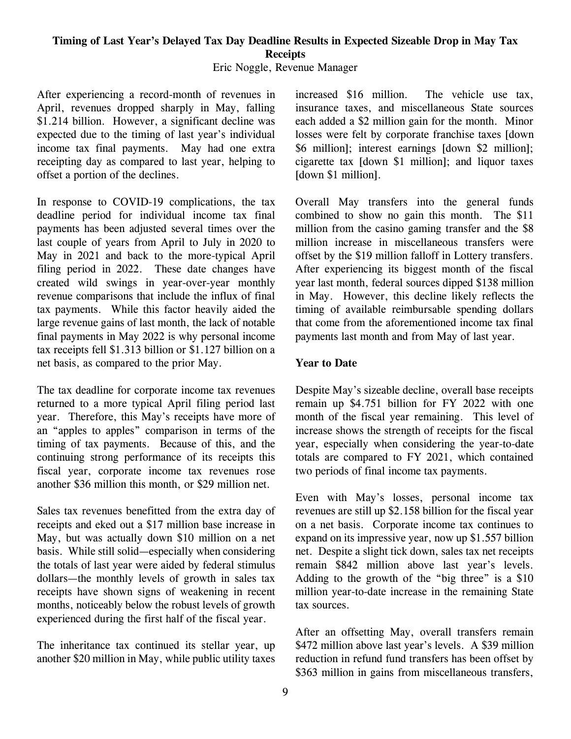**Timing of Last Year's Delayed Tax Day Deadline Results in Expected Sizeable Drop in May Tax Receipts**

Eric Noggle, Revenue Manager

After experiencing a record-month of revenues in April, revenues dropped sharply in May, falling $1.214 billion. However, a significant decline was expected due to the timing of last year's individual income tax final payments. May had one extra receipting day as compared to last year, helping to offset a portion of the declines.

In response to COVID-19 complications, the tax deadline period for individual income tax final payments has been adjusted several times over the last couple of years from April to July in 2020 to May in 2021 and back to the more-typical April filing period in 2022. These date changes have created wild swings in year-over-year monthly revenue comparisons that include the influx of final tax payments. While this factor heavily aided the large revenue gains of last month, the lack of notable final payments in May 2022 is why personal income tax receipts fell $1.313 billion or $1.127 billion on a net basis, as compared to the prior May.

The tax deadline for corporate income tax revenues returned to a more typical April filing period last year. Therefore, this May's receipts have more of an "apples to apples" comparison in terms of the timing of tax payments. Because of this, and the continuing strong performance of its receipts this fiscal year, corporate income tax revenues rose another $36 million this month, or $29 million net.

Sales tax revenues benefitted from the extra day of receipts and eked out a $17 million base increase in May, but was actually down $10 million on a net basis. While still solid—especially when considering the totals of last year were aided by federal stimulus dollars—the monthly levels of growth in sales tax receipts have shown signs of weakening in recent months, noticeably below the robust levels of growth experienced during the first half of the fiscal year.

The inheritance tax continued its stellar year, up another $20 million in May, while public utility taxes increased $16 million. The vehicle use tax, insurance taxes, and miscellaneous State sources each added a $2 million gain for the month. Minor losses were felt by corporate franchise taxes [down $6 million]; interest earnings [down $2 million]; cigarette tax [down $1 million]; and liquor taxes [down $1 million].

Overall May transfers into the general funds combined to show no gain this month. The $11 million from the casino gaming transfer and the $8 million increase in miscellaneous transfers were offset by the $19 million falloff in Lottery transfers. After experiencing its biggest month of the fiscal year last month, federal sources dipped $138 million in May. However, this decline likely reflects the timing of available reimbursable spending dollars that come from the aforementioned income tax final payments last month and from May of last year.

**Year to Date**

Despite May's sizeable decline, overall base receipts remain up $4.751 billion for FY 2022 with one month of the fiscal year remaining. This level of increase shows the strength of receipts for the fiscal year, especially when considering the year-to-date totals are compared to FY 2021, which contained two periods of final income tax payments.

Even with May's losses, personal income tax revenues are still up $2.158 billion for the fiscal year on a net basis. Corporate income tax continues to expand on its impressive year, now up $1.557 billion net. Despite a slight tick down, sales tax net receipts remain $842 million above last year's levels. Adding to the growth of the "big three" is a $10 million year-to-date increase in the remaining State tax sources.

After an offsetting May, overall transfers remain $472 million above last year's levels. A $39 million reduction in refund fund transfers has been offset by $363 million in gains from miscellaneous transfers,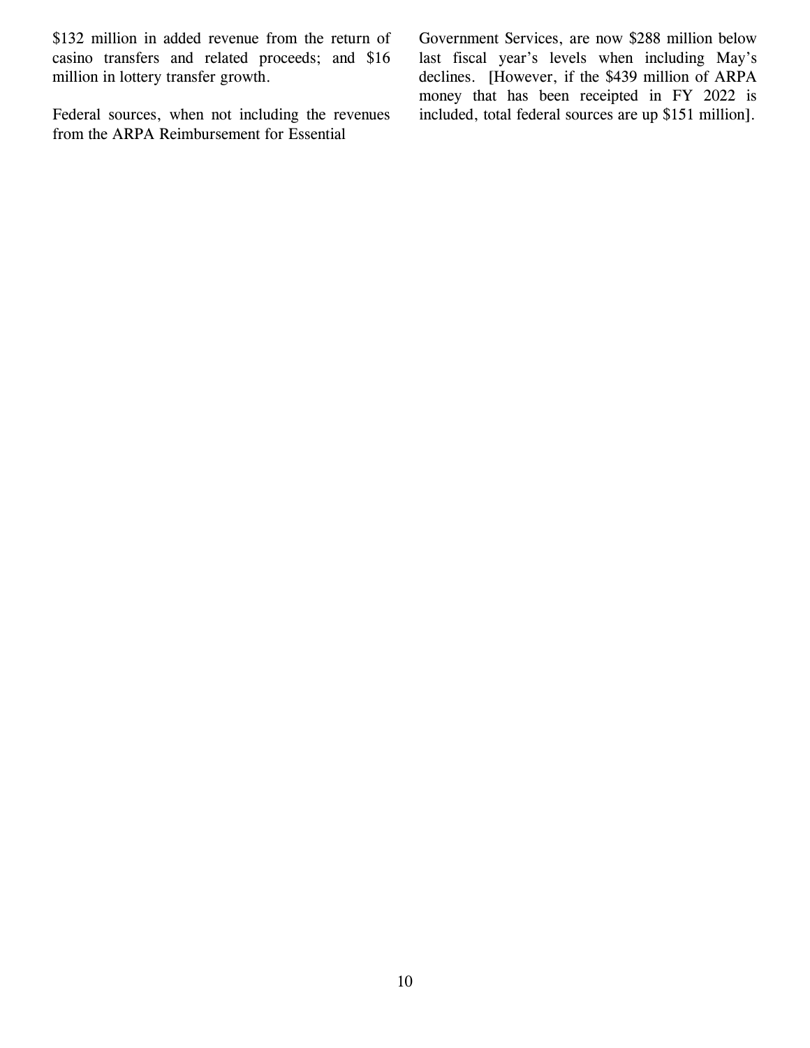$132 million in added revenue from the return of casino transfers and related proceeds; and $16 million in lottery transfer growth.

Federal sources, when not including the revenues from the ARPA Reimbursement for Essential Government Services, are now $288 million below last fiscal year's levels when including May's declines. [However, if the $439 million of ARPA money that has been receipted in FY 2022 is included, total federal sources are up $151 million].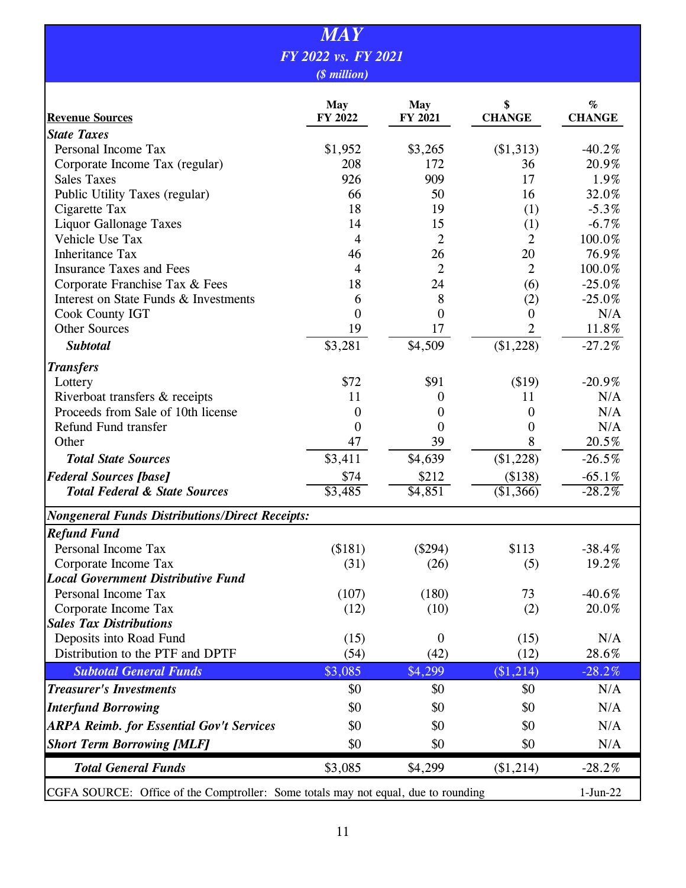# MAY

## FY 2022 vs. FY 2021

*($ million)*

| Revenue Sources | May FY 2022 | May FY 2021 | $ CHANGE | % CHANGE |
|---|---|---|---|---|
| ***State Taxes*** | | | | |
| Personal Income Tax | $1,952 | $3,265 | ($1,313) | -40.2% |
| Corporate Income Tax (regular) | 208 | 172 | 36 | 20.9% |
| Sales Taxes | 926 | 909 | 17 | 1.9% |
| Public Utility Taxes (regular) | 66 | 50 | 16 | 32.0% |
| Cigarette Tax | 18 | 19 | (1) | -5.3% |
| Liquor Gallonage Taxes | 14 | 15 | (1) | -6.7% |
| Vehicle Use Tax | 4 | 2 | 2 | 100.0% |
| Inheritance Tax | 46 | 26 | 20 | 76.9% |
| Insurance Taxes and Fees | 4 | 2 | 2 | 100.0% |
| Corporate Franchise Tax & Fees | 18 | 24 | (6) | -25.0% |
| Interest on State Funds & Investments | 6 | 8 | (2) | -25.0% |
| Cook County IGT | 0 | 0 | 0 | N/A |
| Other Sources | 19 | 17 | 2 | 11.8% |
| ***Subtotal*** | $3,281 | $4,509 | ($1,228) | -27.2% |
| ***Transfers*** | | | | |
| Lottery | $72 | $91 | ($19) | -20.9% |
| Riverboat transfers & receipts | 11 | 0 | 11 | N/A |
| Proceeds from Sale of 10th license | 0 | 0 | 0 | N/A |
| Refund Fund transfer | 0 | 0 | 0 | N/A |
| Other | 47 | 39 | 8 | 20.5% |
| ***Total State Sources*** | $3,411 | $4,639 | ($1,228) | -26.5% |
| ***Federal Sources [base]*** | $74 | $212 | ($138) | -65.1% |
| ***Total Federal & State Sources*** | $3,485 | $4,851 | ($1,366) | -28.2% |
| ***Nongeneral Funds Distributions/Direct Receipts:*** | | | | |
| ***Refund Fund*** | | | | |
| Personal Income Tax | ($181) | ($294) | $113 | -38.4% |
| Corporate Income Tax | (31) | (26) | (5) | 19.2% |
| ***Local Government Distributive Fund*** | | | | |
| Personal Income Tax | (107) | (180) | 73 | -40.6% |
| Corporate Income Tax | (12) | (10) | (2) | 20.0% |
| ***Sales Tax Distributions*** | | | | |
| Deposits into Road Fund | (15) | 0 | (15) | N/A |
| Distribution to the PTF and DPTF | (54) | (42) | (12) | 28.6% |
| ***Subtotal General Funds*** | $3,085 | $4,299 | ($1,214) | -28.2% |
| ***Treasurer's Investments*** | $0 | $0 | $0 | N/A |
| ***Interfund Borrowing*** | $0 | $0 | $0 | N/A |
| ***ARPA Reimb. for Essential Gov't Services*** | $0 | $0 | $0 | N/A |
| ***Short Term Borrowing [MLF]*** | $0 | $0 | $0 | N/A |
| ***Total General Funds*** | $3,085 | $4,299 | ($1,214) | -28.2% |

CGFA SOURCE: Office of the Comptroller: Some totals may not equal, due to rounding — 1-Jun-22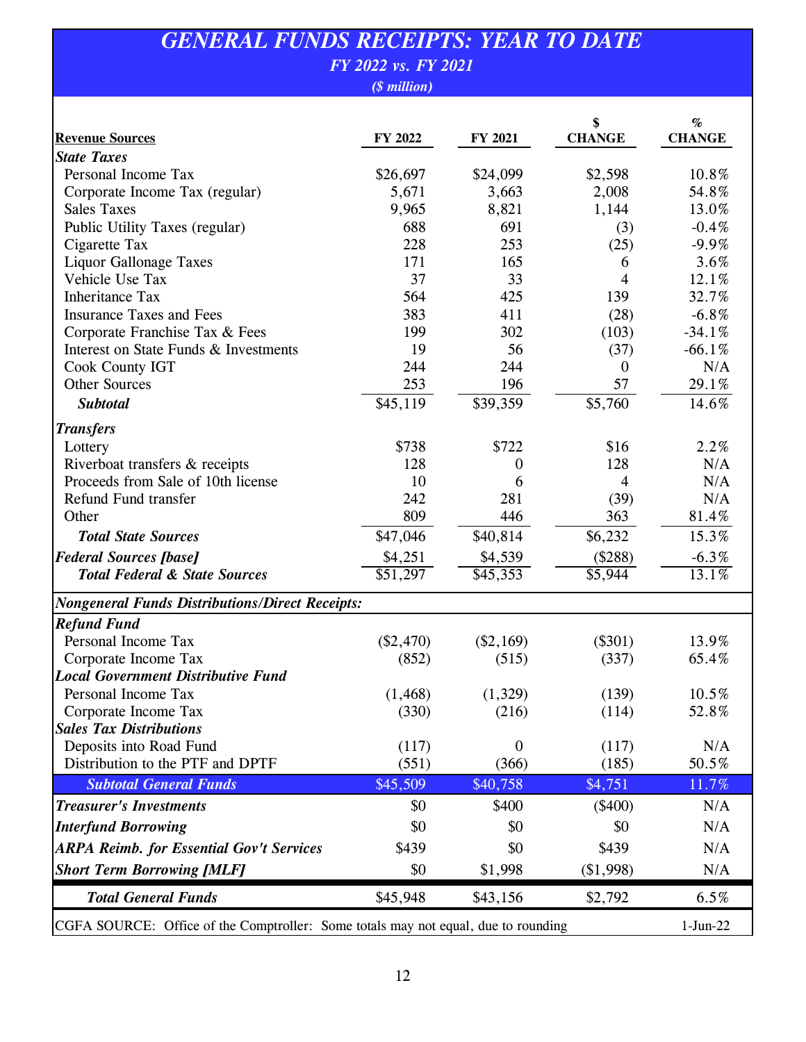# GENERAL FUNDS RECEIPTS: YEAR TO DATE

## FY 2022 vs. FY 2021

*($ million)*

| Revenue Sources | FY 2022 | FY 2021 | $ CHANGE | % CHANGE |
|---|---|---|---|---|
| ***State Taxes*** | | | | |
| Personal Income Tax | $26,697 | $24,099 | $2,598 | 10.8% |
| Corporate Income Tax (regular) | 5,671 | 3,663 | 2,008 | 54.8% |
| Sales Taxes | 9,965 | 8,821 | 1,144 | 13.0% |
| Public Utility Taxes (regular) | 688 | 691 | (3) | -0.4% |
| Cigarette Tax | 228 | 253 | (25) | -9.9% |
| Liquor Gallonage Taxes | 171 | 165 | 6 | 3.6% |
| Vehicle Use Tax | 37 | 33 | 4 | 12.1% |
| Inheritance Tax | 564 | 425 | 139 | 32.7% |
| Insurance Taxes and Fees | 383 | 411 | (28) | -6.8% |
| Corporate Franchise Tax & Fees | 199 | 302 | (103) | -34.1% |
| Interest on State Funds & Investments | 19 | 56 | (37) | -66.1% |
| Cook County IGT | 244 | 244 | 0 | N/A |
| Other Sources | 253 | 196 | 57 | 29.1% |
| ***Subtotal*** | $45,119 | $39,359 | $5,760 | 14.6% |
| ***Transfers*** | | | | |
| Lottery | $738 | $722 | $16 | 2.2% |
| Riverboat transfers & receipts | 128 | 0 | 128 | N/A |
| Proceeds from Sale of 10th license | 10 | 6 | 4 | N/A |
| Refund Fund transfer | 242 | 281 | (39) | N/A |
| Other | 809 | 446 | 363 | 81.4% |
| ***Total State Sources*** | $47,046 | $40,814 | $6,232 | 15.3% |
| ***Federal Sources [base]*** | $4,251 | $4,539 | ($288) | -6.3% |
| ***Total Federal & State Sources*** | $51,297 | $45,353 | $5,944 | 13.1% |
| ***Nongeneral Funds Distributions/Direct Receipts:*** | | | | |
| ***Refund Fund*** | | | | |
| Personal Income Tax | ($2,470) | ($2,169) | ($301) | 13.9% |
| Corporate Income Tax | (852) | (515) | (337) | 65.4% |
| ***Local Government Distributive Fund*** | | | | |
| Personal Income Tax | (1,468) | (1,329) | (139) | 10.5% |
| Corporate Income Tax | (330) | (216) | (114) | 52.8% |
| ***Sales Tax Distributions*** | | | | |
| Deposits into Road Fund | (117) | 0 | (117) | N/A |
| Distribution to the PTF and DPTF | (551) | (366) | (185) | 50.5% |
| ***Subtotal General Funds*** | $45,509 | $40,758 | $4,751 | 11.7% |
| ***Treasurer's Investments*** | $0 | $400 | ($400) | N/A |
| ***Interfund Borrowing*** | $0 | $0 | $0 | N/A |
| ***ARPA Reimb. for Essential Gov't Services*** | $439 | $0 | $439 | N/A |
| ***Short Term Borrowing [MLF]*** | $0 | $1,998 | ($1,998) | N/A |
| ***Total General Funds*** | $45,948 | $43,156 | $2,792 | 6.5% |

CGFA SOURCE: Office of the Comptroller: Some totals may not equal, due to rounding 1-Jun-22